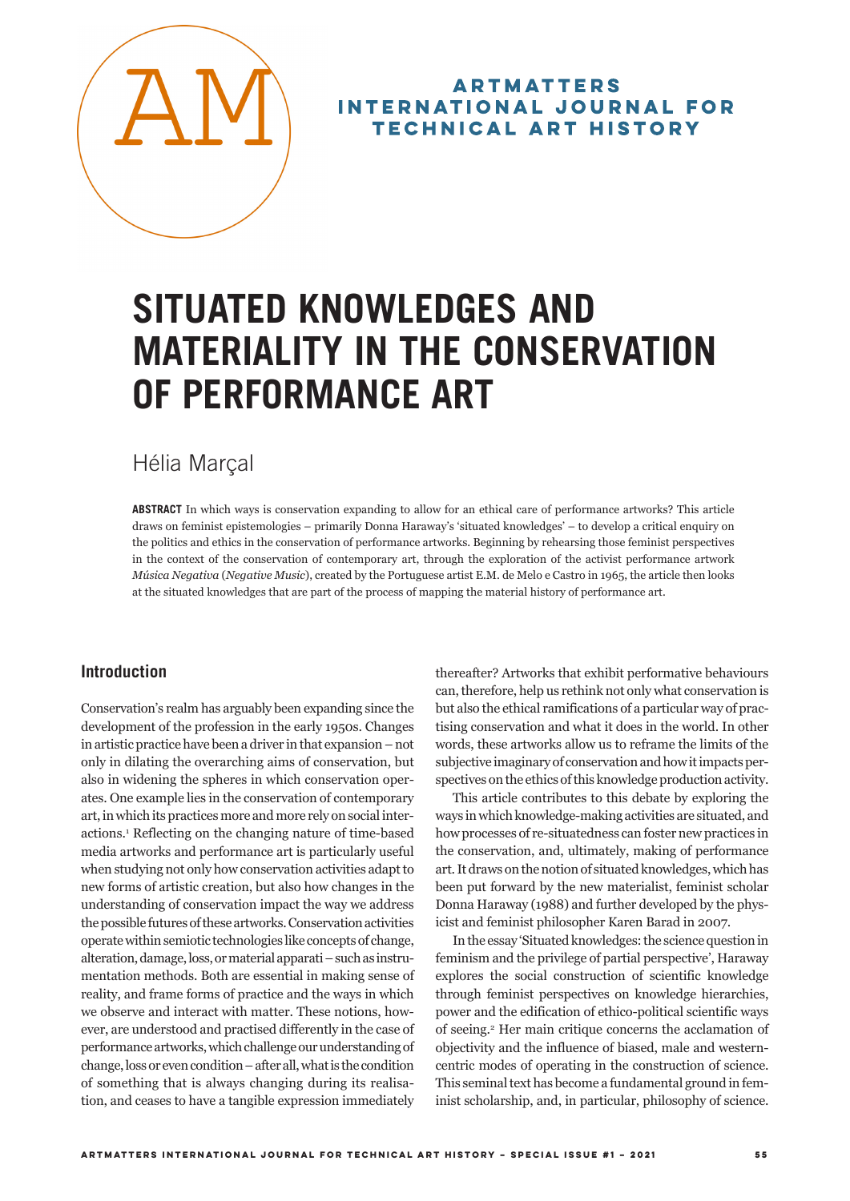# SITUATED KNOWLEDGES AND MATERIALITY IN THE CONSERVATION OF PERFORMANCE ART

Hélia Marçal

**ABSTRACT** In which ways is conservation expanding to allow for an ethical care of performance artworks? This article draws on feminist epistemologies – primarily Donna Haraway's 'situated knowledges' – to develop a critical enquiry on the politics and ethics in the conservation of performance artworks. Beginning by rehearsing those feminist perspectives in the context of the conservation of contemporary art, through the exploration of the activist performance artwork *Música Negativa* (*Negative Music*), created by the Portuguese artist E.M. de Melo e Castro in 1965, the article then looks at the situated knowledges that are part of the process of mapping the material history of performance art.

## Introduction

Conservation's realm has arguably been expanding since the development of the profession in the early 1950s. Changes in artistic practice have been a driver in that expansion – not only in dilating the overarching aims of conservation, but also in widening the spheres in which conservation operates. One example lies in the conservation of contemporary art, in which its practices more and more rely on social interactions.[1] Reflecting on the changing nature of time-based media artworks and performance art is particularly useful when studying not only how conservation activities adapt to new forms of artistic creation, but also how changes in the understanding of conservation impact the way we address the possible futures of these artworks. Conservation activities operate within semiotic technologies like concepts of change, alteration, damage, loss, or material apparati – such as instrumentation methods. Both are essential in making sense of reality, and frame forms of practice and the ways in which we observe and interact with matter. These notions, however, are understood and practised differently in the case of performance artworks, which challenge our understanding of change, loss or even condition – after all, what is the condition of something that is always changing during its realisation, and ceases to have a tangible expression immediately thereafter? Artworks that exhibit performative behaviours can, therefore, help us rethink not only what conservation is but also the ethical ramifications of a particular way of practising conservation and what it does in the world. In other words, these artworks allow us to reframe the limits of the subjective imaginary of conservation and how it impacts perspectives on the ethics of this knowledge production activity.

This article contributes to this debate by exploring the ways in which knowledge-making activities are situated, and how processes of re-situatedness can foster new practices in the conservation, and, ultimately, making of performance art. It draws on the notion of situated knowledges, which has been put forward by the new materialist, feminist scholar Donna Haraway (1988) and further developed by the physicist and feminist philosopher Karen Barad in 2007.

In the essay 'Situated knowledges: the science question in feminism and the privilege of partial perspective', Haraway explores the social construction of scientific knowledge through feminist perspectives on knowledge hierarchies, power and the edification of ethico-political scientific ways of seeing.[2] Her main critique concerns the acclamation of objectivity and the influence of biased, male and western-centric modes of operating in the construction of science. This seminal text has become a fundamental ground in feminist scholarship, and, in particular, philosophy of science.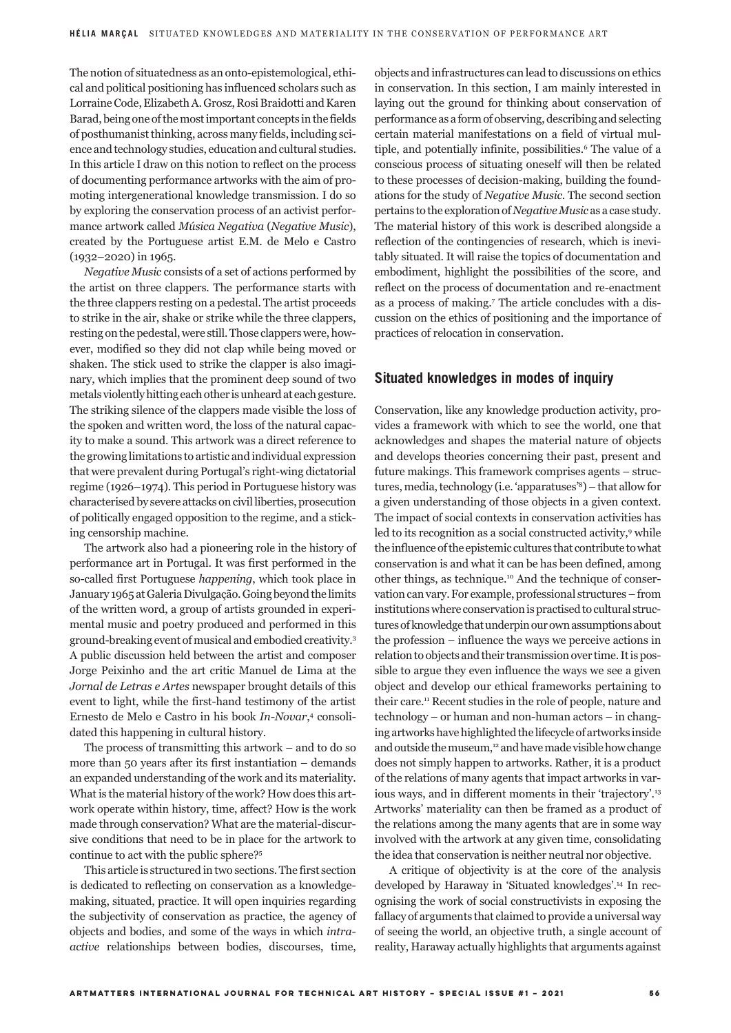The notion of situatedness as an onto-epistemological, ethical and political positioning has influenced scholars such as Lorraine Code, Elizabeth A. Grosz, Rosi Braidotti and Karen Barad, being one of the most important concepts in the fields of posthumanist thinking, across many fields, including science and technology studies, education and cultural studies. In this article I draw on this notion to reflect on the process of documenting performance artworks with the aim of promoting intergenerational knowledge transmission. I do so by exploring the conservation process of an activist performance artwork called *Música Negativa* (*Negative Music*), created by the Portuguese artist E.M. de Melo e Castro (1932–2020) in 1965.

*Negative Music* consists of a set of actions performed by the artist on three clappers. The performance starts with the three clappers resting on a pedestal. The artist proceeds to strike in the air, shake or strike while the three clappers, resting on the pedestal, were still. Those clappers were, however, modified so they did not clap while being moved or shaken. The stick used to strike the clapper is also imaginary, which implies that the prominent deep sound of two metals violently hitting each other is unheard at each gesture. The striking silence of the clappers made visible the loss of the spoken and written word, the loss of the natural capacity to make a sound. This artwork was a direct reference to the growing limitations to artistic and individual expression that were prevalent during Portugal's right-wing dictatorial regime (1926–1974). This period in Portuguese history was characterised by severe attacks on civil liberties, prosecution of politically engaged opposition to the regime, and a sticking censorship machine.

The artwork also had a pioneering role in the history of performance art in Portugal. It was first performed in the so-called first Portuguese *happening*, which took place in January 1965 at Galeria Divulgação. Going beyond the limits of the written word, a group of artists grounded in experimental music and poetry produced and performed in this ground-breaking event of musical and embodied creativity.[3] A public discussion held between the artist and composer Jorge Peixinho and the art critic Manuel de Lima at the *Jornal de Letras e Artes* newspaper brought details of this event to light, while the first-hand testimony of the artist Ernesto de Melo e Castro in his book *In-Novar*,[4] consolidated this happening in cultural history.

The process of transmitting this artwork – and to do so more than 50 years after its first instantiation – demands an expanded understanding of the work and its materiality. What is the material history of the work? How does this artwork operate within history, time, affect? How is the work made through conservation? What are the material-discursive conditions that need to be in place for the artwork to continue to act with the public sphere?[5]

This article is structured in two sections. The first section is dedicated to reflecting on conservation as a knowledge-making, situated, practice. It will open inquiries regarding the subjectivity of conservation as practice, the agency of objects and bodies, and some of the ways in which *intra-active* relationships between bodies, discourses, time, objects and infrastructures can lead to discussions on ethics in conservation. In this section, I am mainly interested in laying out the ground for thinking about conservation of performance as a form of observing, describing and selecting certain material manifestations on a field of virtual multiple, and potentially infinite, possibilities.[6] The value of a conscious process of situating oneself will then be related to these processes of decision-making, building the foundations for the study of *Negative Music*. The second section pertains to the exploration of *Negative Music* as a case study. The material history of this work is described alongside a reflection of the contingencies of research, which is inevitably situated. It will raise the topics of documentation and embodiment, highlight the possibilities of the score, and reflect on the process of documentation and re-enactment as a process of making.[7] The article concludes with a discussion on the ethics of positioning and the importance of practices of relocation in conservation.

## Situated knowledges in modes of inquiry

Conservation, like any knowledge production activity, provides a framework with which to see the world, one that acknowledges and shapes the material nature of objects and develops theories concerning their past, present and future makings. This framework comprises agents – structures, media, technology (i.e. 'apparatuses'[8]) – that allow for a given understanding of those objects in a given context. The impact of social contexts in conservation activities has led to its recognition as a social constructed activity,[9] while the influence of the epistemic cultures that contribute to what conservation is and what it can be has been defined, among other things, as technique.[10] And the technique of conservation can vary. For example, professional structures – from institutions where conservation is practised to cultural structures of knowledge that underpin our own assumptions about the profession – influence the ways we perceive actions in relation to objects and their transmission over time. It is possible to argue they even influence the ways we see a given object and develop our ethical frameworks pertaining to their care.[11] Recent studies in the role of people, nature and technology – or human and non-human actors – in changing artworks have highlighted the lifecycle of artworks inside and outside the museum,[12] and have made visible how change does not simply happen to artworks. Rather, it is a product of the relations of many agents that impact artworks in various ways, and in different moments in their 'trajectory'.[13] Artworks' materiality can then be framed as a product of the relations among the many agents that are in some way involved with the artwork at any given time, consolidating the idea that conservation is neither neutral nor objective.

A critique of objectivity is at the core of the analysis developed by Haraway in 'Situated knowledges'.[14] In recognising the work of social constructivists in exposing the fallacy of arguments that claimed to provide a universal way of seeing the world, an objective truth, a single account of reality, Haraway actually highlights that arguments against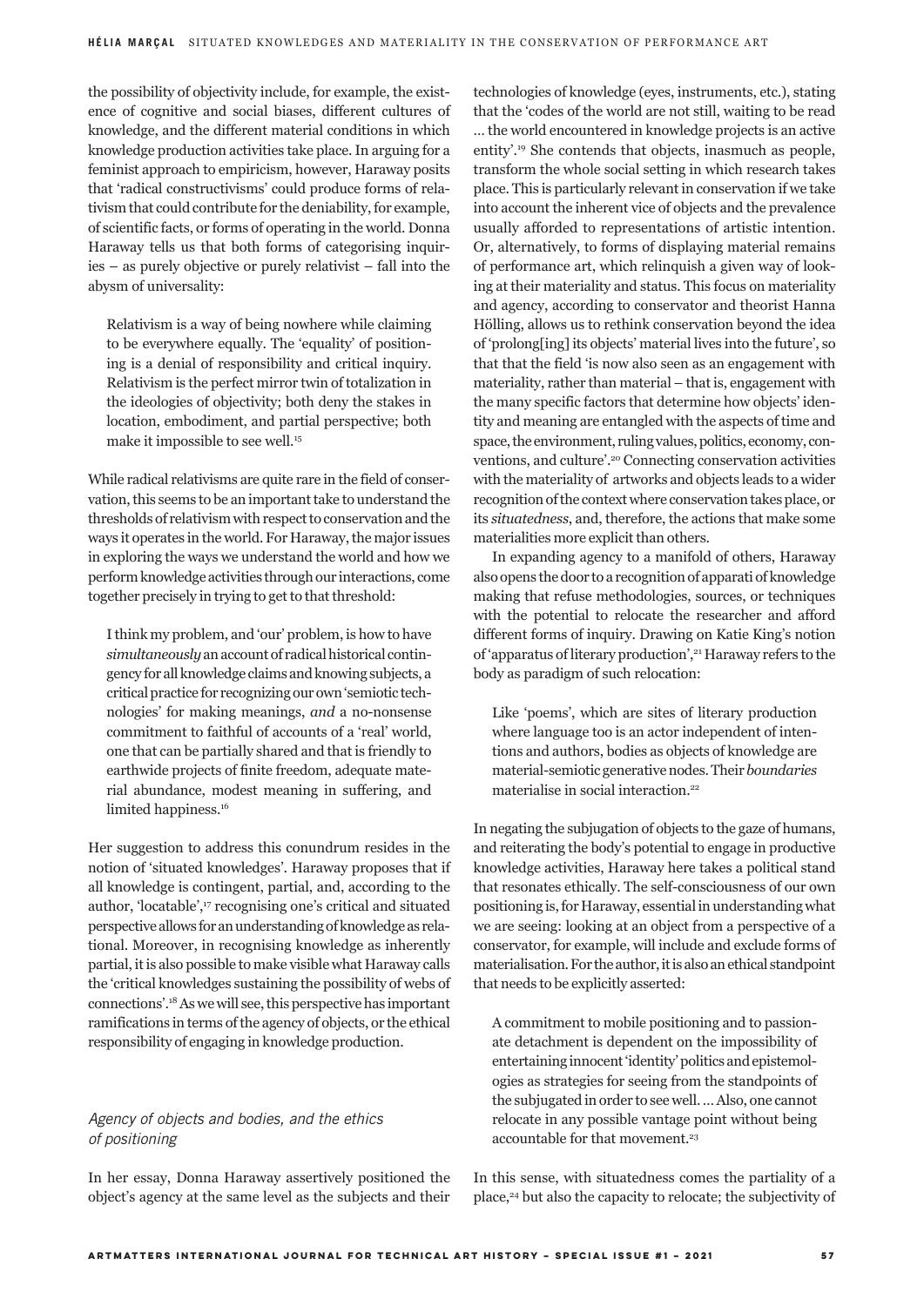the possibility of objectivity include, for example, the existence of cognitive and social biases, different cultures of knowledge, and the different material conditions in which knowledge production activities take place. In arguing for a feminist approach to empiricism, however, Haraway posits that 'radical constructivisms' could produce forms of relativism that could contribute for the deniability, for example, of scientific facts, or forms of operating in the world. Donna Haraway tells us that both forms of categorising inquiries – as purely objective or purely relativist – fall into the abysm of universality:

> Relativism is a way of being nowhere while claiming to be everywhere equally. The 'equality' of positioning is a denial of responsibility and critical inquiry. Relativism is the perfect mirror twin of totalization in the ideologies of objectivity; both deny the stakes in location, embodiment, and partial perspective; both make it impossible to see well.[15]

While radical relativisms are quite rare in the field of conservation, this seems to be an important take to understand the thresholds of relativism with respect to conservation and the ways it operates in the world. For Haraway, the major issues in exploring the ways we understand the world and how we perform knowledge activities through our interactions, come together precisely in trying to get to that threshold:

> I think my problem, and 'our' problem, is how to have *simultaneously* an account of radical historical contingency for all knowledge claims and knowing subjects, a critical practice for recognizing our own 'semiotic technologies' for making meanings, *and* a no-nonsense commitment to faithful of accounts of a 'real' world, one that can be partially shared and that is friendly to earthwide projects of finite freedom, adequate material abundance, modest meaning in suffering, and limited happiness.[16]

Her suggestion to address this conundrum resides in the notion of 'situated knowledges'. Haraway proposes that if all knowledge is contingent, partial, and, according to the author, 'locatable',[17] recognising one's critical and situated perspective allows for an understanding of knowledge as relational. Moreover, in recognising knowledge as inherently partial, it is also possible to make visible what Haraway calls the 'critical knowledges sustaining the possibility of webs of connections'.[18] As we will see, this perspective has important ramifications in terms of the agency of objects, or the ethical responsibility of engaging in knowledge production.

## *Agency of objects and bodies, and the ethics of positioning*

In her essay, Donna Haraway assertively positioned the object's agency at the same level as the subjects and their technologies of knowledge (eyes, instruments, etc.), stating that the 'codes of the world are not still, waiting to be read … the world encountered in knowledge projects is an active entity'.[19] She contends that objects, inasmuch as people, transform the whole social setting in which research takes place. This is particularly relevant in conservation if we take into account the inherent vice of objects and the prevalence usually afforded to representations of artistic intention. Or, alternatively, to forms of displaying material remains of performance art, which relinquish a given way of looking at their materiality and status. This focus on materiality and agency, according to conservator and theorist Hanna Hölling, allows us to rethink conservation beyond the idea of 'prolong[ing] its objects' material lives into the future', so that that the field 'is now also seen as an engagement with materiality, rather than material – that is, engagement with the many specific factors that determine how objects' identity and meaning are entangled with the aspects of time and space, the environment, ruling values, politics, economy, conventions, and culture'.[20] Connecting conservation activities with the materiality of artworks and objects leads to a wider recognition of the context where conservation takes place, or its *situatedness*, and, therefore, the actions that make some materialities more explicit than others.

In expanding agency to a manifold of others, Haraway also opens the door to a recognition of apparati of knowledge making that refuse methodologies, sources, or techniques with the potential to relocate the researcher and afford different forms of inquiry. Drawing on Katie King's notion of 'apparatus of literary production',[21] Haraway refers to the body as paradigm of such relocation:

> Like 'poems', which are sites of literary production where language too is an actor independent of intentions and authors, bodies as objects of knowledge are material-semiotic generative nodes. Their *boundaries* materialise in social interaction.[22]

In negating the subjugation of objects to the gaze of humans, and reiterating the body's potential to engage in productive knowledge activities, Haraway here takes a political stand that resonates ethically. The self-consciousness of our own positioning is, for Haraway, essential in understanding what we are seeing: looking at an object from a perspective of a conservator, for example, will include and exclude forms of materialisation. For the author, it is also an ethical standpoint that needs to be explicitly asserted:

> A commitment to mobile positioning and to passionate detachment is dependent on the impossibility of entertaining innocent 'identity' politics and epistemologies as strategies for seeing from the standpoints of the subjugated in order to see well. … Also, one cannot relocate in any possible vantage point without being accountable for that movement.[23]

In this sense, with situatedness comes the partiality of a place,[24] but also the capacity to relocate; the subjectivity of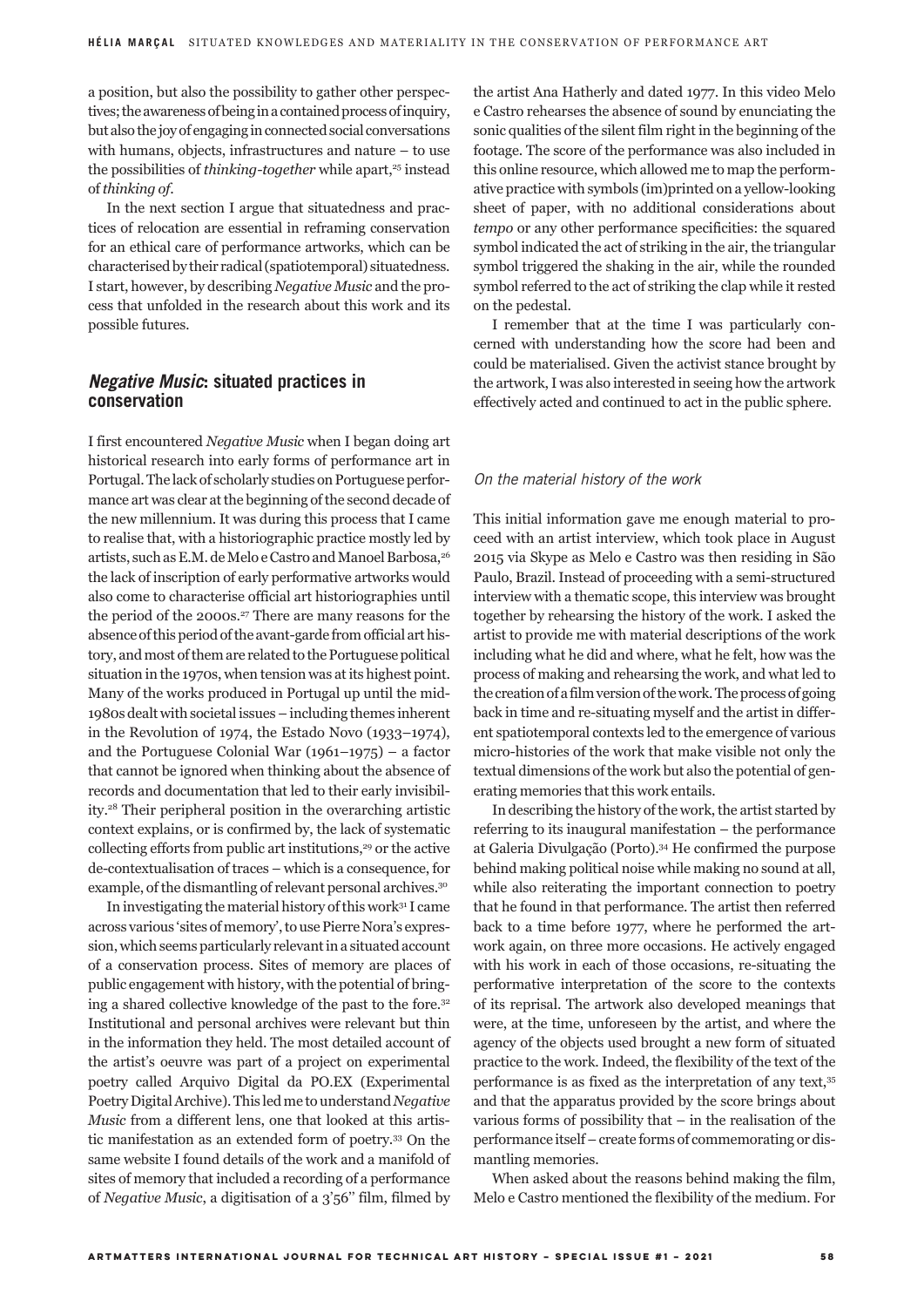a position, but also the possibility to gather other perspectives; the awareness of being in a contained process of inquiry, but also the joy of engaging in connected social conversations with humans, objects, infrastructures and nature – to use the possibilities of *thinking-together* while apart,[25] instead of *thinking of*.

In the next section I argue that situatedness and practices of relocation are essential in reframing conservation for an ethical care of performance artworks, which can be characterised by their radical (spatiotemporal) situatedness. I start, however, by describing *Negative Music* and the process that unfolded in the research about this work and its possible futures.

## *Negative Music*: situated practices in conservation

I first encountered *Negative Music* when I began doing art historical research into early forms of performance art in Portugal. The lack of scholarly studies on Portuguese performance art was clear at the beginning of the second decade of the new millennium. It was during this process that I came to realise that, with a historiographic practice mostly led by artists, such as E.M. de Melo e Castro and Manoel Barbosa,[26] the lack of inscription of early performative artworks would also come to characterise official art historiographies until the period of the 2000s.[27] There are many reasons for the absence of this period of the avant-garde from official art history, and most of them are related to the Portuguese political situation in the 1970s, when tension was at its highest point. Many of the works produced in Portugal up until the mid-1980s dealt with societal issues – including themes inherent in the Revolution of 1974, the Estado Novo (1933–1974), and the Portuguese Colonial War (1961–1975) – a factor that cannot be ignored when thinking about the absence of records and documentation that led to their early invisibility.[28] Their peripheral position in the overarching artistic context explains, or is confirmed by, the lack of systematic collecting efforts from public art institutions,[29] or the active de-contextualisation of traces – which is a consequence, for example, of the dismantling of relevant personal archives.[30]

In investigating the material history of this work[31] I came across various 'sites of memory', to use Pierre Nora's expression, which seems particularly relevant in a situated account of a conservation process. Sites of memory are places of public engagement with history, with the potential of bringing a shared collective knowledge of the past to the fore.[32] Institutional and personal archives were relevant but thin in the information they held. The most detailed account of the artist's oeuvre was part of a project on experimental poetry called Arquivo Digital da PO.EX (Experimental Poetry Digital Archive). This led me to understand *Negative Music* from a different lens, one that looked at this artistic manifestation as an extended form of poetry.[33] On the same website I found details of the work and a manifold of sites of memory that included a recording of a performance of *Negative Music*, a digitisation of a 3'56'' film, filmed by the artist Ana Hatherly and dated 1977. In this video Melo e Castro rehearses the absence of sound by enunciating the sonic qualities of the silent film right in the beginning of the footage. The score of the performance was also included in this online resource, which allowed me to map the performative practice with symbols (im)printed on a yellow-looking sheet of paper, with no additional considerations about *tempo* or any other performance specificities: the squared symbol indicated the act of striking in the air, the triangular symbol triggered the shaking in the air, while the rounded symbol referred to the act of striking the clap while it rested on the pedestal.

I remember that at the time I was particularly concerned with understanding how the score had been and could be materialised. Given the activist stance brought by the artwork, I was also interested in seeing how the artwork effectively acted and continued to act in the public sphere.

### *On the material history of the work*

This initial information gave me enough material to proceed with an artist interview, which took place in August 2015 via Skype as Melo e Castro was then residing in São Paulo, Brazil. Instead of proceeding with a semi-structured interview with a thematic scope, this interview was brought together by rehearsing the history of the work. I asked the artist to provide me with material descriptions of the work including what he did and where, what he felt, how was the process of making and rehearsing the work, and what led to the creation of a film version of the work. The process of going back in time and re-situating myself and the artist in different spatiotemporal contexts led to the emergence of various micro-histories of the work that make visible not only the textual dimensions of the work but also the potential of generating memories that this work entails.

In describing the history of the work, the artist started by referring to its inaugural manifestation – the performance at Galeria Divulgação (Porto).[34] He confirmed the purpose behind making political noise while making no sound at all, while also reiterating the important connection to poetry that he found in that performance. The artist then referred back to a time before 1977, where he performed the artwork again, on three more occasions. He actively engaged with his work in each of those occasions, re-situating the performative interpretation of the score to the contexts of its reprisal. The artwork also developed meanings that were, at the time, unforeseen by the artist, and where the agency of the objects used brought a new form of situated practice to the work. Indeed, the flexibility of the text of the performance is as fixed as the interpretation of any text,[35] and that the apparatus provided by the score brings about various forms of possibility that – in the realisation of the performance itself – create forms of commemorating or dismantling memories.

When asked about the reasons behind making the film, Melo e Castro mentioned the flexibility of the medium. For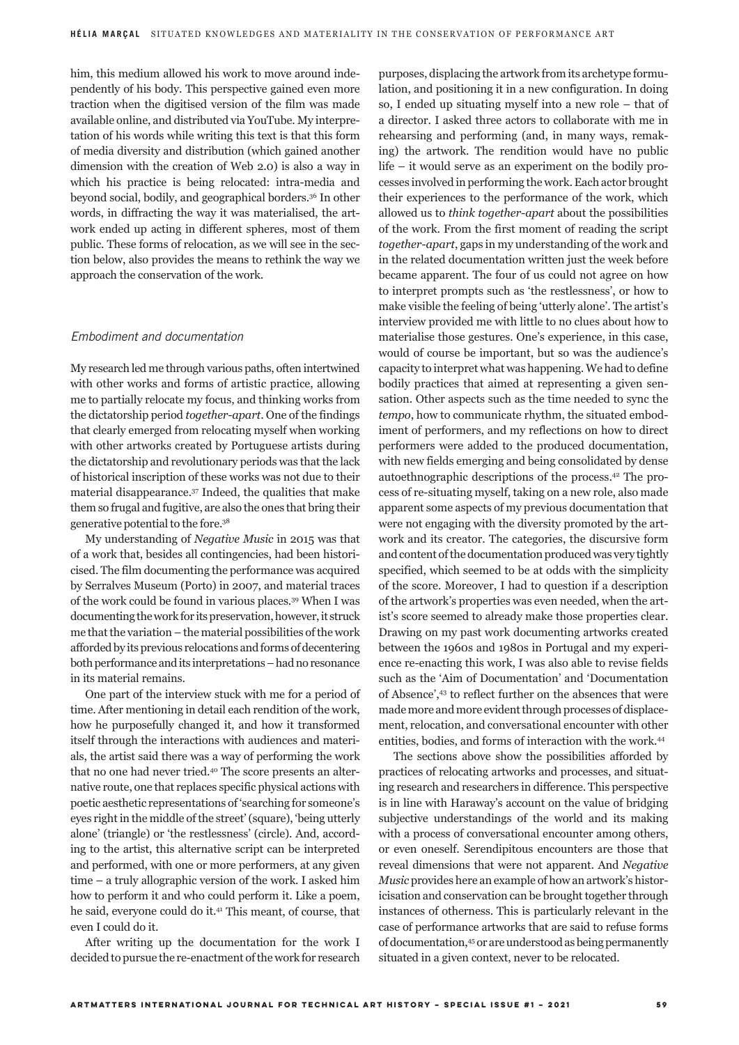him, this medium allowed his work to move around independently of his body. This perspective gained even more traction when the digitised version of the film was made available online, and distributed via YouTube. My interpretation of his words while writing this text is that this form of media diversity and distribution (which gained another dimension with the creation of Web 2.0) is also a way in which his practice is being relocated: intra-media and beyond social, bodily, and geographical borders.[36] In other words, in diffracting the way it was materialised, the artwork ended up acting in different spheres, most of them public. These forms of relocation, as we will see in the section below, also provides the means to rethink the way we approach the conservation of the work.

### *Embodiment and documentation*

My research led me through various paths, often intertwined with other works and forms of artistic practice, allowing me to partially relocate my focus, and thinking works from the dictatorship period *together-apart*. One of the findings that clearly emerged from relocating myself when working with other artworks created by Portuguese artists during the dictatorship and revolutionary periods was that the lack of historical inscription of these works was not due to their material disappearance.[37] Indeed, the qualities that make them so frugal and fugitive, are also the ones that bring their generative potential to the fore.[38]

My understanding of *Negative Music* in 2015 was that of a work that, besides all contingencies, had been historicised. The film documenting the performance was acquired by Serralves Museum (Porto) in 2007, and material traces of the work could be found in various places.[39] When I was documenting the work for its preservation, however, it struck me that the variation – the material possibilities of the work afforded by its previous relocations and forms of decentering both performance and its interpretations – had no resonance in its material remains.

One part of the interview stuck with me for a period of time. After mentioning in detail each rendition of the work, how he purposefully changed it, and how it transformed itself through the interactions with audiences and materials, the artist said there was a way of performing the work that no one had never tried.[40] The score presents an alternative route, one that replaces specific physical actions with poetic aesthetic representations of 'searching for someone's eyes right in the middle of the street' (square), 'being utterly alone' (triangle) or 'the restlessness' (circle). And, according to the artist, this alternative script can be interpreted and performed, with one or more performers, at any given time – a truly allographic version of the work. I asked him how to perform it and who could perform it. Like a poem, he said, everyone could do it.[41] This meant, of course, that even I could do it.

After writing up the documentation for the work I decided to pursue the re-enactment of the work for research purposes, displacing the artwork from its archetype formulation, and positioning it in a new configuration. In doing so, I ended up situating myself into a new role – that of a director. I asked three actors to collaborate with me in rehearsing and performing (and, in many ways, remaking) the artwork. The rendition would have no public life – it would serve as an experiment on the bodily processes involved in performing the work. Each actor brought their experiences to the performance of the work, which allowed us to *think together-apart* about the possibilities of the work. From the first moment of reading the script *together-apart*, gaps in my understanding of the work and in the related documentation written just the week before became apparent. The four of us could not agree on how to interpret prompts such as 'the restlessness', or how to make visible the feeling of being 'utterly alone'. The artist's interview provided me with little to no clues about how to materialise those gestures. One's experience, in this case, would of course be important, but so was the audience's capacity to interpret what was happening. We had to define bodily practices that aimed at representing a given sensation. Other aspects such as the time needed to sync the *tempo*, how to communicate rhythm, the situated embodiment of performers, and my reflections on how to direct performers were added to the produced documentation, with new fields emerging and being consolidated by dense autoethnographic descriptions of the process.[42] The process of re-situating myself, taking on a new role, also made apparent some aspects of my previous documentation that were not engaging with the diversity promoted by the artwork and its creator. The categories, the discursive form and content of the documentation produced was very tightly specified, which seemed to be at odds with the simplicity of the score. Moreover, I had to question if a description of the artwork's properties was even needed, when the artist's score seemed to already make those properties clear. Drawing on my past work documenting artworks created between the 1960s and 1980s in Portugal and my experience re-enacting this work, I was also able to revise fields such as the 'Aim of Documentation' and 'Documentation of Absence',[43] to reflect further on the absences that were made more and more evident through processes of displacement, relocation, and conversational encounter with other entities, bodies, and forms of interaction with the work.[44]

The sections above show the possibilities afforded by practices of relocating artworks and processes, and situating research and researchers in difference. This perspective is in line with Haraway's account on the value of bridging subjective understandings of the world and its making with a process of conversational encounter among others, or even oneself. Serendipitous encounters are those that reveal dimensions that were not apparent. And *Negative Music* provides here an example of how an artwork's historicisation and conservation can be brought together through instances of otherness. This is particularly relevant in the case of performance artworks that are said to refuse forms of documentation,[45] or are understood as being permanently situated in a given context, never to be relocated.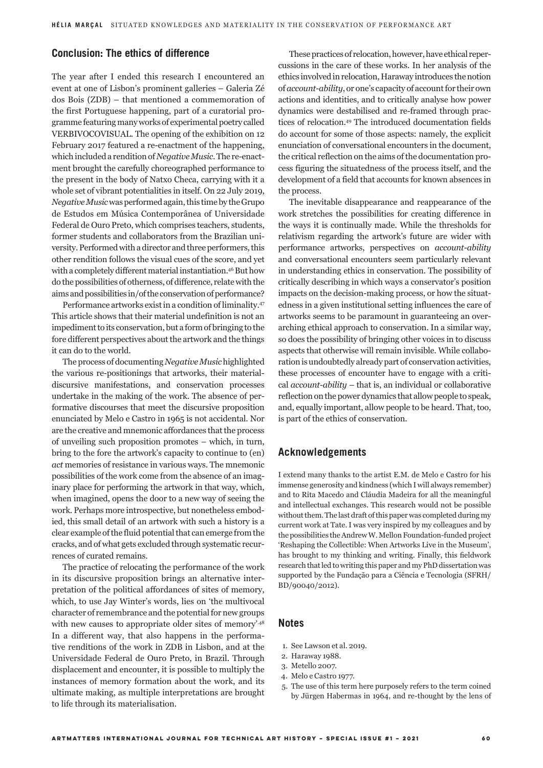## Conclusion: The ethics of difference

The year after I ended this research I encountered an event at one of Lisbon's prominent galleries – Galeria Zé dos Bois (ZDB) – that mentioned a commemoration of the first Portuguese happening, part of a curatorial programme featuring many works of experimental poetry called VERBIVOCOVISUAL. The opening of the exhibition on 12 February 2017 featured a re-enactment of the happening, which included a rendition of *Negative Music*. The re-enactment brought the carefully choreographed performance to the present in the body of Natxo Checa, carrying with it a whole set of vibrant potentialities in itself. On 22 July 2019, *Negative Music* was performed again, this time by the Grupo de Estudos em Música Contemporânea of Universidade Federal de Ouro Preto, which comprises teachers, students, former students and collaborators from the Brazilian university. Performed with a director and three performers, this other rendition follows the visual cues of the score, and yet with a completely different material instantiation.[46] But how do the possibilities of otherness, of difference, relate with the aims and possibilities in/of the conservation of performance?

Performance artworks exist in a condition of liminality.[47] This article shows that their material undefinition is not an impediment to its conservation, but a form of bringing to the fore different perspectives about the artwork and the things it can do to the world.

The process of documenting *Negative Music* highlighted the various re-positionings that artworks, their material-discursive manifestations, and conservation processes undertake in the making of the work. The absence of performative discourses that meet the discursive proposition enunciated by Melo e Castro in 1965 is not accidental. Nor are the creative and mnemonic affordances that the process of unveiling such proposition promotes – which, in turn, bring to the fore the artwork's capacity to continue to (en)*act* memories of resistance in various ways. The mnemonic possibilities of the work come from the absence of an imaginary place for performing the artwork in that way, which, when imagined, opens the door to a new way of seeing the work. Perhaps more introspective, but nonetheless embodied, this small detail of an artwork with such a history is a clear example of the fluid potential that can emerge from the cracks, and of what gets excluded through systematic recurrences of curated remains.

The practice of relocating the performance of the work in its discursive proposition brings an alternative interpretation of the political affordances of sites of memory, which, to use Jay Winter's words, lies on 'the multivocal character of remembrance and the potential for new groups with new causes to appropriate older sites of memory'.[48] In a different way, that also happens in the performative renditions of the work in ZDB in Lisbon, and at the Universidade Federal de Ouro Preto, in Brazil. Through displacement and encounter, it is possible to multiply the instances of memory formation about the work, and its ultimate making, as multiple interpretations are brought to life through its materialisation.

These practices of relocation, however, have ethical repercussions in the care of these works. In her analysis of the ethics involved in relocation, Haraway introduces the notion of *account-ability*, or one's capacity of account for their own actions and identities, and to critically analyse how power dynamics were destabilised and re-framed through practices of relocation.[49] The introduced documentation fields do account for some of those aspects: namely, the explicit enunciation of conversational encounters in the document, the critical reflection on the aims of the documentation process figuring the situatedness of the process itself, and the development of a field that accounts for known absences in the process.

The inevitable disappearance and reappearance of the work stretches the possibilities for creating difference in the ways it is continually made. While the thresholds for relativism regarding the artwork's future are wider with performance artworks, perspectives on *account-ability* and conversational encounters seem particularly relevant in understanding ethics in conservation. The possibility of critically describing in which ways a conservator's position impacts on the decision-making process, or how the situatedness in a given institutional setting influences the care of artworks seems to be paramount in guaranteeing an overarching ethical approach to conservation. In a similar way, so does the possibility of bringing other voices in to discuss aspects that otherwise will remain invisible. While collaboration is undoubtedly already part of conservation activities, these processes of encounter have to engage with a critical *account-ability* – that is, an individual or collaborative reflection on the power dynamics that allow people to speak, and, equally important, allow people to be heard. That, too, is part of the ethics of conservation.

## Acknowledgements

I extend many thanks to the artist E.M. de Melo e Castro for his immense generosity and kindness (which I will always remember) and to Rita Macedo and Cláudia Madeira for all the meaningful and intellectual exchanges. This research would not be possible without them. The last draft of this paper was completed during my current work at Tate. I was very inspired by my colleagues and by the possibilities the Andrew W. Mellon Foundation-funded project 'Reshaping the Collectible: When Artworks Live in the Museum', has brought to my thinking and writing. Finally, this fieldwork research that led to writing this paper and my PhD dissertation was supported by the Fundação para a Ciência e Tecnologia (SFRH/BD/90040/2012).

## Notes

1. See Lawson et al. 2019.
2. Haraway 1988.
3. Metello 2007.
4. Melo e Castro 1977.
5. The use of this term here purposely refers to the term coined by Jürgen Habermas in 1964, and re-thought by the lens of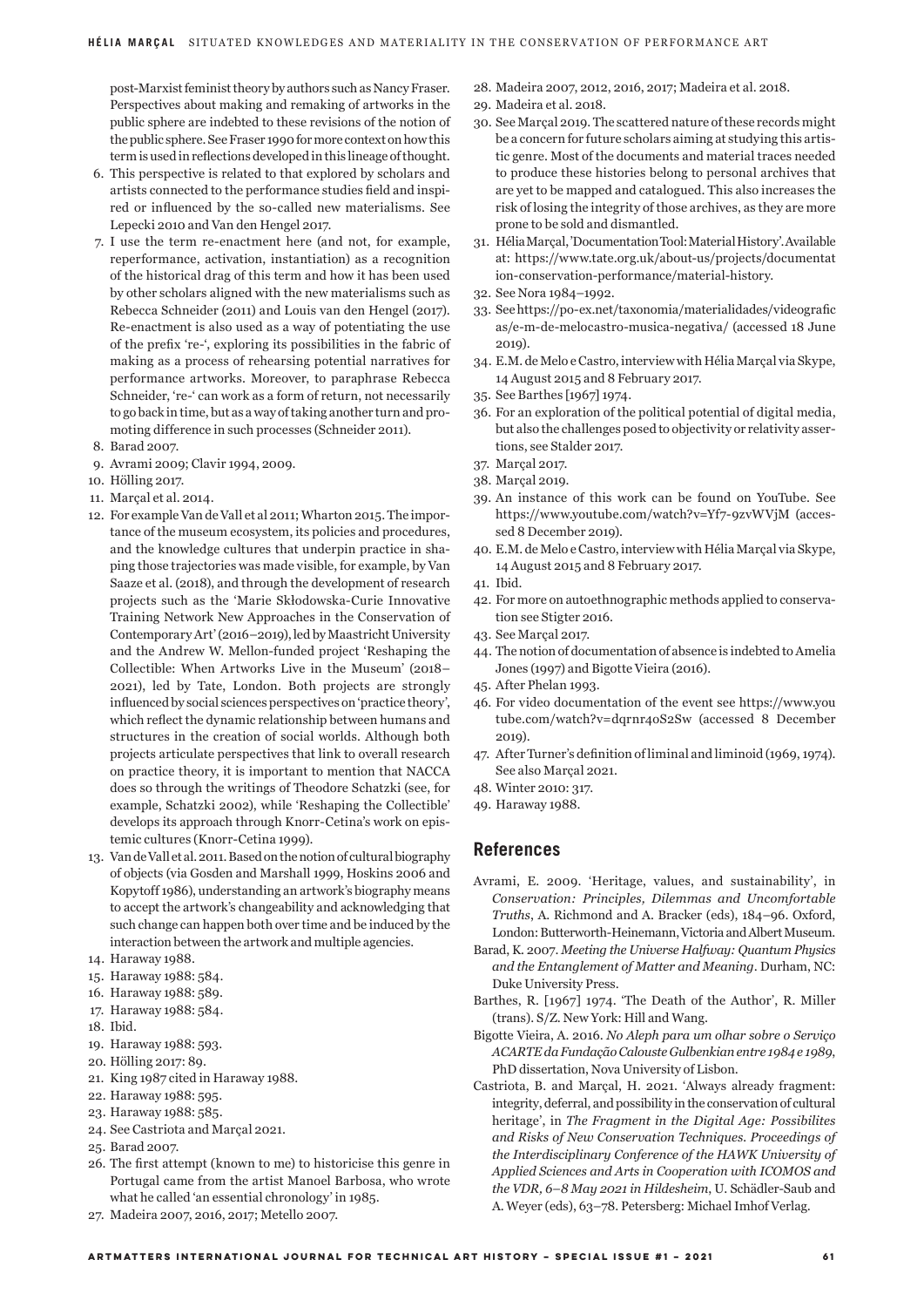post-Marxist feminist theory by authors such as Nancy Fraser. Perspectives about making and remaking of artworks in the public sphere are indebted to these revisions of the notion of the public sphere. See Fraser 1990 for more context on how this term is used in reflections developed in this lineage of thought.

6. This perspective is related to that explored by scholars and artists connected to the performance studies field and inspired or influenced by the so-called new materialisms. See Lepecki 2010 and Van den Hengel 2017.
7. I use the term re-enactment here (and not, for example, reperformance, activation, instantiation) as a recognition of the historical drag of this term and how it has been used by other scholars aligned with the new materialisms such as Rebecca Schneider (2011) and Louis van den Hengel (2017). Re-enactment is also used as a way of potentiating the use of the prefix 're-', exploring its possibilities in the fabric of making as a process of rehearsing potential narratives for performance artworks. Moreover, to paraphrase Rebecca Schneider, 're-' can work as a form of return, not necessarily to go back in time, but as a way of taking another turn and promoting difference in such processes (Schneider 2011).
8. Barad 2007.
9. Avrami 2009; Clavir 1994, 2009.
10. Hölling 2017.
11. Marçal et al. 2014.
12. For example Van de Vall et al 2011; Wharton 2015. The importance of the museum ecosystem, its policies and procedures, and the knowledge cultures that underpin practice in shaping those trajectories was made visible, for example, by Van Saaze et al. (2018), and through the development of research projects such as the 'Marie Skłodowska-Curie Innovative Training Network New Approaches in the Conservation of Contemporary Art' (2016–2019), led by Maastricht University and the Andrew W. Mellon-funded project 'Reshaping the Collectible: When Artworks Live in the Museum' (2018–2021), led by Tate, London. Both projects are strongly influenced by social sciences perspectives on 'practice theory', which reflect the dynamic relationship between humans and structures in the creation of social worlds. Although both projects articulate perspectives that link to overall research on practice theory, it is important to mention that NACCA does so through the writings of Theodore Schatzki (see, for example, Schatzki 2002), while 'Reshaping the Collectible' develops its approach through Knorr-Cetina's work on epistemic cultures (Knorr-Cetina 1999).
13. Van de Vall et al. 2011. Based on the notion of cultural biography of objects (via Gosden and Marshall 1999, Hoskins 2006 and Kopytoff 1986), understanding an artwork's biography means to accept the artwork's changeability and acknowledging that such change can happen both over time and be induced by the interaction between the artwork and multiple agencies.
14. Haraway 1988.
15. Haraway 1988: 584.
16. Haraway 1988: 589.
17. Haraway 1988: 584.
18. Ibid.
19. Haraway 1988: 593.
20. Hölling 2017: 89.
21. King 1987 cited in Haraway 1988.
22. Haraway 1988: 595.
23. Haraway 1988: 585.
24. See Castriota and Marçal 2021.
25. Barad 2007.
26. The first attempt (known to me) to historicise this genre in Portugal came from the artist Manoel Barbosa, who wrote what he called 'an essential chronology' in 1985.
27. Madeira 2007, 2016, 2017; Metello 2007.
28. Madeira 2007, 2012, 2016, 2017; Madeira et al. 2018.
29. Madeira et al. 2018.
30. See Marçal 2019. The scattered nature of these records might be a concern for future scholars aiming at studying this artistic genre. Most of the documents and material traces needed to produce these histories belong to personal archives that are yet to be mapped and catalogued. This also increases the risk of losing the integrity of those archives, as they are more prone to be sold and dismantled.
31. Hélia Marçal, 'Documentation Tool: Material History'. Available at: https://www.tate.org.uk/about-us/projects/documentation-conservation-performance/material-history.
32. See Nora 1984–1992.
33. See https://po-ex.net/taxonomia/materialidades/videograficas/e-m-de-melocastro-musica-negativa/ (accessed 18 June 2019).
34. E.M. de Melo e Castro, interview with Hélia Marçal via Skype, 14 August 2015 and 8 February 2017.
35. See Barthes [1967] 1974.
36. For an exploration of the political potential of digital media, but also the challenges posed to objectivity or relativity assertions, see Stalder 2017.
37. Marçal 2017.
38. Marçal 2019.
39. An instance of this work can be found on YouTube. See https://www.youtube.com/watch?v=Yf7-9zvWVjM (accessed 8 December 2019).
40. E.M. de Melo e Castro, interview with Hélia Marçal via Skype, 14 August 2015 and 8 February 2017.
41. Ibid.
42. For more on autoethnographic methods applied to conservation see Stigter 2016.
43. See Marçal 2017.
44. The notion of documentation of absence is indebted to Amelia Jones (1997) and Bigotte Vieira (2016).
45. After Phelan 1993.
46. For video documentation of the event see https://www.youtube.com/watch?v=dqrnr4oS2Sw (accessed 8 December 2019).
47. After Turner's definition of liminal and liminoid (1969, 1974). See also Marçal 2021.
48. Winter 2010: 317.
49. Haraway 1988.

## References

Avrami, E. 2009. 'Heritage, values, and sustainability', in *Conservation: Principles, Dilemmas and Uncomfortable Truths*, A. Richmond and A. Bracker (eds), 184–96. Oxford, London: Butterworth-Heinemann, Victoria and Albert Museum.

Barad, K. 2007. *Meeting the Universe Halfway: Quantum Physics and the Entanglement of Matter and Meaning*. Durham, NC: Duke University Press.

Barthes, R. [1967] 1974. 'The Death of the Author', R. Miller (trans). S/Z. New York: Hill and Wang.

Bigotte Vieira, A. 2016. *No Aleph para um olhar sobre o Serviço ACARTE da Fundação Calouste Gulbenkian entre 1984 e 1989*, PhD dissertation, Nova University of Lisbon.

Castriota, B. and Marçal, H. 2021. 'Always already fragment: integrity, deferral, and possibility in the conservation of cultural heritage', in *The Fragment in the Digital Age: Possibilites and Risks of New Conservation Techniques. Proceedings of the Interdisciplinary Conference of the HAWK University of Applied Sciences and Arts in Cooperation with ICOMOS and the VDR, 6–8 May 2021 in Hildesheim*, U. Schädler-Saub and A. Weyer (eds), 63–78. Petersberg: Michael Imhof Verlag.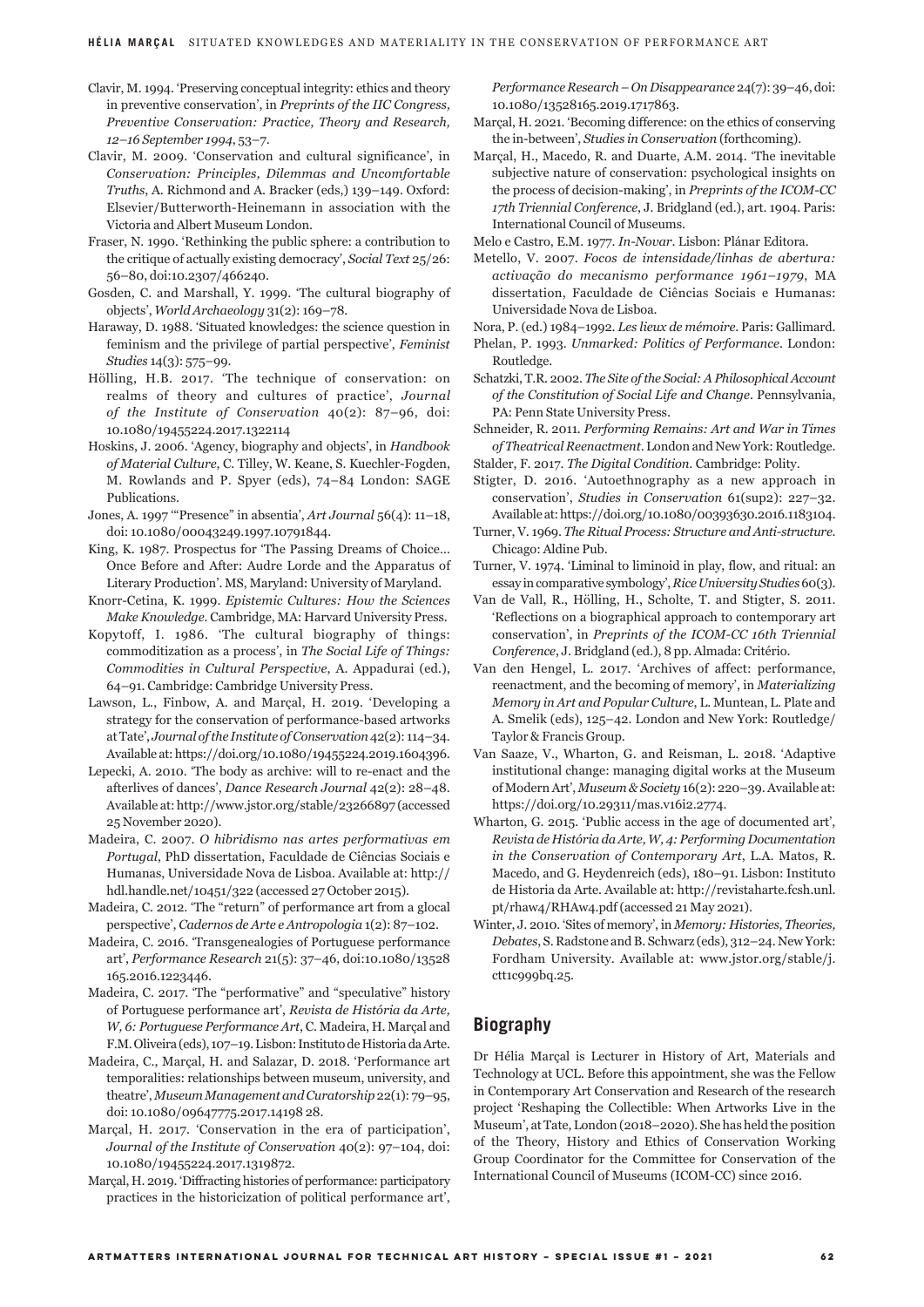Clavir, M. 1994. 'Preserving conceptual integrity: ethics and theory in preventive conservation', in *Preprints of the IIC Congress, Preventive Conservation: Practice, Theory and Research, 12–16 September 1994*, 53–7.

Clavir, M. 2009. 'Conservation and cultural significance', in *Conservation: Principles, Dilemmas and Uncomfortable Truths*, A. Richmond and A. Bracker (eds,) 139–149. Oxford: Elsevier/Butterworth-Heinemann in association with the Victoria and Albert Museum London.

Fraser, N. 1990. 'Rethinking the public sphere: a contribution to the critique of actually existing democracy', *Social Text* 25/26: 56–80, doi:10.2307/466240.

Gosden, C. and Marshall, Y. 1999. 'The cultural biography of objects', *World Archaeology* 31(2): 169–78.

Haraway, D. 1988. 'Situated knowledges: the science question in feminism and the privilege of partial perspective', *Feminist Studies* 14(3): 575–99.

Hölling, H.B. 2017. 'The technique of conservation: on realms of theory and cultures of practice', *Journal of the Institute of Conservation* 40(2): 87–96, doi: 10.1080/19455224.2017.1322114

Hoskins, J. 2006. 'Agency, biography and objects', in *Handbook of Material Culture*, C. Tilley, W. Keane, S. Kuechler-Fogden, M. Rowlands and P. Spyer (eds), 74–84 London: SAGE Publications.

Jones, A. 1997 '"Presence" in absentia', *Art Journal* 56(4): 11–18, doi: 10.1080/00043249.1997.10791844.

King, K. 1987. Prospectus for 'The Passing Dreams of Choice... Once Before and After: Audre Lorde and the Apparatus of Literary Production'. MS, Maryland: University of Maryland.

Knorr-Cetina, K. 1999. *Epistemic Cultures: How the Sciences Make Knowledge*. Cambridge, MA: Harvard University Press.

Kopytoff, I. 1986. 'The cultural biography of things: commoditization as a process', in *The Social Life of Things: Commodities in Cultural Perspective*, A. Appadurai (ed.), 64–91. Cambridge: Cambridge University Press.

Lawson, L., Finbow, A. and Marçal, H. 2019. 'Developing a strategy for the conservation of performance-based artworks at Tate', *Journal of the Institute of Conservation* 42(2): 114–34. Available at: https://doi.org/10.1080/19455224.2019.1604396.

Lepecki, A. 2010. 'The body as archive: will to re-enact and the afterlives of dances', *Dance Research Journal* 42(2): 28–48. Available at: http://www.jstor.org/stable/23266897 (accessed 25 November 2020).

Madeira, C. 2007. *O hibridismo nas artes performativas em Portugal*, PhD dissertation, Faculdade de Ciências Sociais e Humanas, Universidade Nova de Lisboa. Available at: http://hdl.handle.net/10451/322 (accessed 27 October 2015).

Madeira, C. 2012. 'The "return" of performance art from a glocal perspective', *Cadernos de Arte e Antropologia* 1(2): 87–102.

Madeira, C. 2016. 'Transgenealogies of Portuguese performance art', *Performance Research* 21(5): 37–46, doi:10.1080/13528165.2016.1223446.

Madeira, C. 2017. 'The "performative" and "speculative" history of Portuguese performance art', *Revista de História da Arte, W, 6: Portuguese Performance Art*, C. Madeira, H. Marçal and F.M. Oliveira (eds), 107–19. Lisbon: Instituto de Historia da Arte.

Madeira, C., Marçal, H. and Salazar, D. 2018. 'Performance art temporalities: relationships between museum, university, and theatre', *Museum Management and Curatorship* 22(1): 79–95, doi: 10.1080/09647775.2017.14198 28.

Marçal, H. 2017. 'Conservation in the era of participation', *Journal of the Institute of Conservation* 40(2): 97–104, doi: 10.1080/19455224.2017.1319872.

Marçal, H. 2019. 'Diffracting histories of performance: participatory practices in the historicization of political performance art', *Performance Research – On Disappearance* 24(7): 39–46, doi: 10.1080/13528165.2019.1717863.

Marçal, H. 2021. 'Becoming difference: on the ethics of conserving the in-between', *Studies in Conservation* (forthcoming).

Marçal, H., Macedo, R. and Duarte, A.M. 2014. 'The inevitable subjective nature of conservation: psychological insights on the process of decision-making', in *Preprints of the ICOM-CC 17th Triennial Conference*, J. Bridgland (ed.), art. 1904. Paris: International Council of Museums.

Melo e Castro, E.M. 1977. *In-Novar*. Lisbon: Plánar Editora.

Metello, V. 2007. *Focos de intensidade/linhas de abertura: activação do mecanismo performance 1961–1979*, MA dissertation, Faculdade de Ciências Sociais e Humanas: Universidade Nova de Lisboa.

Nora, P. (ed.) 1984–1992. *Les lieux de mémoire*. Paris: Gallimard.

Phelan, P. 1993. *Unmarked: Politics of Performance*. London: Routledge.

Schatzki, T.R. 2002. *The Site of the Social: A Philosophical Account of the Constitution of Social Life and Change*. Pennsylvania, PA: Penn State University Press.

Schneider, R. 2011. *Performing Remains: Art and War in Times of Theatrical Reenactment*. London and New York: Routledge.

Stalder, F. 2017. *The Digital Condition*. Cambridge: Polity.

Stigter, D. 2016. 'Autoethnography as a new approach in conservation', *Studies in Conservation* 61(sup2): 227–32. Available at: https://doi.org/10.1080/00393630.2016.1183104.

Turner, V. 1969. *The Ritual Process: Structure and Anti-structure*. Chicago: Aldine Pub.

Turner, V. 1974. 'Liminal to liminoid in play, flow, and ritual: an essay in comparative symbology', *Rice University Studies* 60(3).

Van de Vall, R., Hölling, H., Scholte, T. and Stigter, S. 2011. 'Reflections on a biographical approach to contemporary art conservation', in *Preprints of the ICOM-CC 16th Triennial Conference*, J. Bridgland (ed.), 8 pp. Almada: Critério.

Van den Hengel, L. 2017. 'Archives of affect: performance, reenactment, and the becoming of memory', in *Materializing Memory in Art and Popular Culture*, L. Muntean, L. Plate and A. Smelik (eds), 125–42. London and New York: Routledge/Taylor & Francis Group.

Van Saaze, V., Wharton, G. and Reisman, L. 2018. 'Adaptive institutional change: managing digital works at the Museum of Modern Art', *Museum & Society* 16(2): 220–39. Available at: https://doi.org/10.29311/mas.v16i2.2774.

Wharton, G. 2015. 'Public access in the age of documented art', *Revista de História da Arte, W, 4: Performing Documentation in the Conservation of Contemporary Art*, L.A. Matos, R. Macedo, and G. Heydenreich (eds), 180–91. Lisbon: Instituto de Historia da Arte. Available at: http://revistaharte.fcsh.unl.pt/rhaw4/RHAw4.pdf (accessed 21 May 2021).

Winter, J. 2010. 'Sites of memory', in *Memory: Histories, Theories, Debates*, S. Radstone and B. Schwarz (eds), 312–24. New York: Fordham University. Available at: www.jstor.org/stable/j.ctt1c999bq.25.

## Biography

Dr Hélia Marçal is Lecturer in History of Art, Materials and Technology at UCL. Before this appointment, she was the Fellow in Contemporary Art Conservation and Research of the research project 'Reshaping the Collectible: When Artworks Live in the Museum', at Tate, London (2018–2020). She has held the position of the Theory, History and Ethics of Conservation Working Group Coordinator for the Committee for Conservation of the International Council of Museums (ICOM-CC) since 2016.